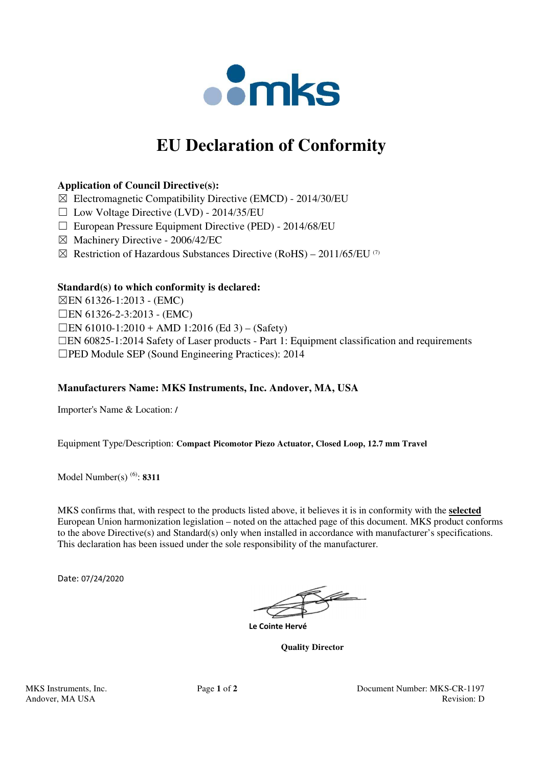# EU Declaration of Conformity

**Application of Council Directive(s):**

☒ Electromagnetic Compatibility Directive (EMCD) - 2014/30/EU
☐ Low Voltage Directive (LVD) - 2014/35/EU
☐ European Pressure Equipment Directive (PED) - 2014/68/EU
☒ Machinery Directive - 2006/42/EC
☒ Restriction of Hazardous Substances Directive (RoHS) – 2011/65/EU [7]

**Standard(s) to which conformity is declared:**

☒EN 61326-1:2013 - (EMC)
☐EN 61326-2-3:2013 - (EMC)
☐EN 61010-1:2010 + AMD 1:2016 (Ed 3) – (Safety)
☐EN 60825-1:2014 Safety of Laser products - Part 1: Equipment classification and requirements
☐PED Module SEP (Sound Engineering Practices): 2014

**Manufacturers Name: MKS Instruments, Inc. Andover, MA, USA**

Importer's Name & Location: /

Equipment Type/Description: **Compact Picomotor Piezo Actuator, Closed Loop, 12.7 mm Travel**

Model Number(s) [6]: **8311**

MKS confirms that, with respect to the products listed above, it believes it is in conformity with the **selected** European Union harmonization legislation – noted on the attached page of this document. MKS product conforms to the above Directive(s) and Standard(s) only when installed in accordance with manufacturer's specifications. This declaration has been issued under the sole responsibility of the manufacturer.

Date: 07/24/2020

**Le Cointe Hervé**

**Quality Director**

MKS Instruments, Inc.
Andover, MA USA

Document Number: MKS-CR-1197
Revision: D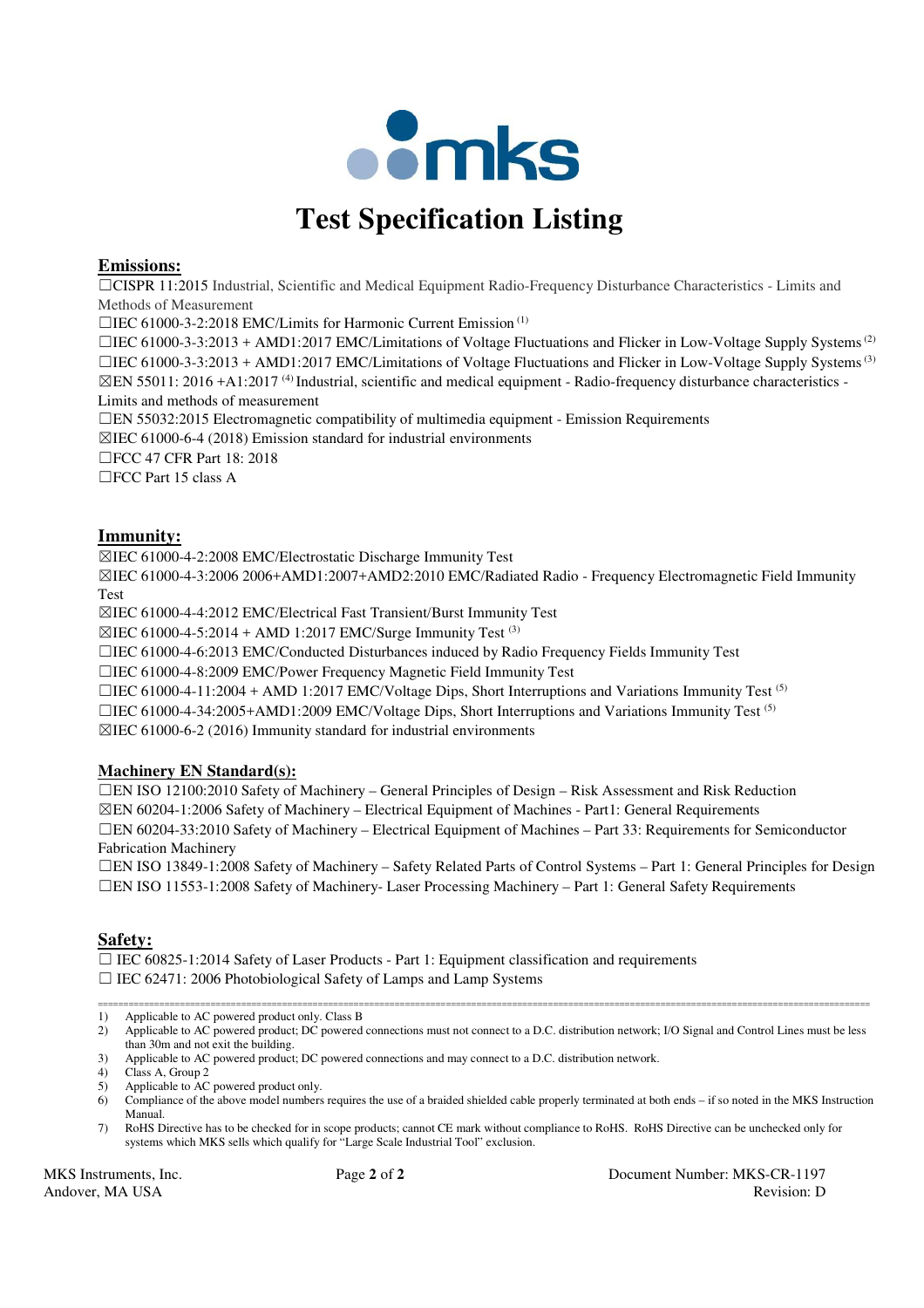# Test Specification Listing

## Emissions:

☐CISPR 11:2015 Industrial, Scientific and Medical Equipment Radio-Frequency Disturbance Characteristics - Limits and Methods of Measurement
☐IEC 61000-3-2:2018 EMC/Limits for Harmonic Current Emission (1)
☐IEC 61000-3-3:2013 + AMD1:2017 EMC/Limitations of Voltage Fluctuations and Flicker in Low-Voltage Supply Systems (2)
☐IEC 61000-3-3:2013 + AMD1:2017 EMC/Limitations of Voltage Fluctuations and Flicker in Low-Voltage Supply Systems (3)
☒EN 55011: 2016 +A1:2017 (4) Industrial, scientific and medical equipment - Radio-frequency disturbance characteristics - Limits and methods of measurement
☐EN 55032:2015 Electromagnetic compatibility of multimedia equipment - Emission Requirements
☒IEC 61000-6-4 (2018) Emission standard for industrial environments
☐FCC 47 CFR Part 18: 2018
☐FCC Part 15 class A

## Immunity:

☒IEC 61000-4-2:2008 EMC/Electrostatic Discharge Immunity Test
☒IEC 61000-4-3:2006 2006+AMD1:2007+AMD2:2010 EMC/Radiated Radio - Frequency Electromagnetic Field Immunity Test
☒IEC 61000-4-4:2012 EMC/Electrical Fast Transient/Burst Immunity Test
☒IEC 61000-4-5:2014 + AMD 1:2017 EMC/Surge Immunity Test (3)
☐IEC 61000-4-6:2013 EMC/Conducted Disturbances induced by Radio Frequency Fields Immunity Test
☐IEC 61000-4-8:2009 EMC/Power Frequency Magnetic Field Immunity Test
☐IEC 61000-4-11:2004 + AMD 1:2017 EMC/Voltage Dips, Short Interruptions and Variations Immunity Test (5)
☐IEC 61000-4-34:2005+AMD1:2009 EMC/Voltage Dips, Short Interruptions and Variations Immunity Test (5)
☒IEC 61000-6-2 (2016) Immunity standard for industrial environments

## Machinery EN Standard(s):

☐EN ISO 12100:2010 Safety of Machinery – General Principles of Design – Risk Assessment and Risk Reduction
☒EN 60204-1:2006 Safety of Machinery – Electrical Equipment of Machines - Part1: General Requirements
☐EN 60204-33:2010 Safety of Machinery – Electrical Equipment of Machines – Part 33: Requirements for Semiconductor Fabrication Machinery
☐EN ISO 13849-1:2008 Safety of Machinery – Safety Related Parts of Control Systems – Part 1: General Principles for Design
☐EN ISO 11553-1:2008 Safety of Machinery- Laser Processing Machinery – Part 1: General Safety Requirements

## Safety:

☐ IEC 60825-1:2014 Safety of Laser Products - Part 1: Equipment classification and requirements
☐ IEC 62471: 2006 Photobiological Safety of Lamps and Lamp Systems

---

1) Applicable to AC powered product only. Class B
2) Applicable to AC powered product; DC powered connections must not connect to a D.C. distribution network; I/O Signal and Control Lines must be less than 30m and not exit the building.
3) Applicable to AC powered product; DC powered connections and may connect to a D.C. distribution network.
4) Class A, Group 2
5) Applicable to AC powered product only.
6) Compliance of the above model numbers requires the use of a braided shielded cable properly terminated at both ends – if so noted in the MKS Instruction Manual.
7) RoHS Directive has to be checked for in scope products; cannot CE mark without compliance to RoHS. RoHS Directive can be unchecked only for systems which MKS sells which qualify for "Large Scale Industrial Tool" exclusion.

MKS Instruments, Inc.
Andover, MA USA

Document Number: MKS-CR-1197
Revision: D